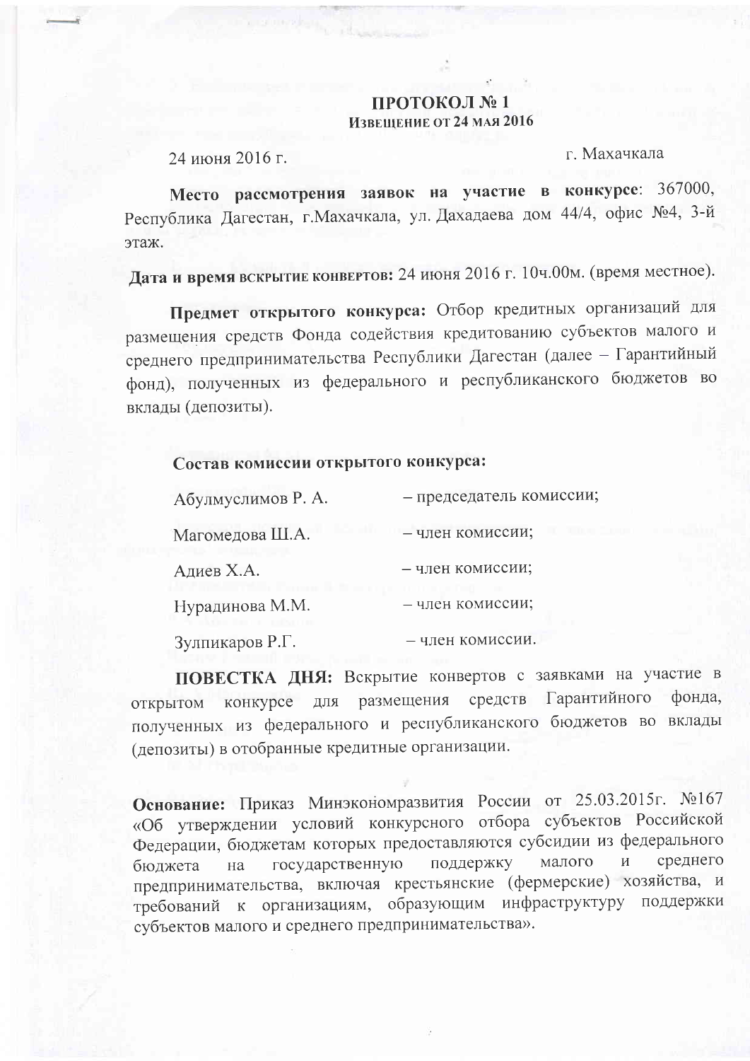# ПРОТОКОЛ № 1

**ИЗВЕЩЕНИЕ ОТ 24 МАЯ 2016**

24 июня 2016 г. г. Махачкала

**Место рассмотрения заявок на участие в конкурсе**: 367000, Республика Дагестан, г.Махачкала, ул. Дахадаева дом 44/4, офис №4, 3-й этаж.

**Дата и время вскрытие конвертов:** 24 июня 2016 г. 10ч.00м. (время местное).

**Предмет открытого конкурса:** Отбор кредитных организаций для размещения средств Фонда содействия кредитованию субъектов малого и среднего предпринимательства Республики Дагестан (далее – Гарантийный фонд), полученных из федерального и республиканского бюджетов во вклады (депозиты).

**Состав комиссии открытого конкурса:**

| | |
|---|---|
| Абулмуслимов Р. А. | – председатель комиссии; |
| Магомедова Ш.А. | – член комиссии; |
| Адиев Х.А. | – член комиссии; |
| Нурадинова М.М. | – член комиссии; |
| Зулпикаров Р.Г. | – член комиссии. |

**ПОВЕСТКА ДНЯ:** Вскрытие конвертов с заявками на участие в открытом конкурсе для размещения средств Гарантийного фонда, полученных из федерального и республиканского бюджетов во вклады (депозиты) в отобранные кредитные организации.

**Основание:** Приказ Минэкономразвития России от 25.03.2015г. №167 «Об утверждении условий конкурсного отбора субъектов Российской Федерации, бюджетам которых предоставляются субсидии из федерального бюджета на государственную поддержку малого и среднего предпринимательства, включая крестьянские (фермерские) хозяйства, и требований к организациям, образующим инфраструктуру поддержки субъектов малого и среднего предпринимательства».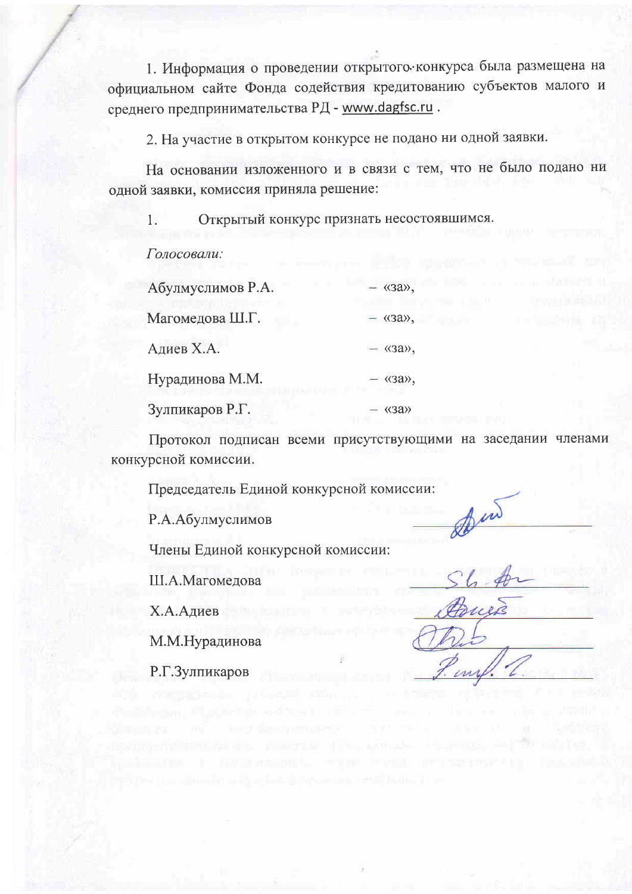1. Информация о проведении открытого конкурса была размещена на официальном сайте Фонда содействия кредитованию субъектов малого и среднего предпринимательства РД - www.dagfsc.ru .

2. На участие в открытом конкурсе не подано ни одной заявки.

На основании изложенного и в связи с тем, что не было подано ни одной заявки, комиссия приняла решение:

1. Открытый конкурс признать несостоявшимся.

*Голосовали:*

| | |
|---|---|
| Абулмуслимов Р.А. | – «за», |
| Магомедова Ш.Г. | – «за», |
| Адиев Х.А. | – «за», |
| Нурадинова М.М. | – «за», |
| Зулпикаров Р.Г. | – «за» |

Протокол подписан всеми присутствующими на заседании членами конкурсной комиссии.

Председатель Единой конкурсной комиссии:

Р.А.Абулмуслимов

Члены Единой конкурсной комиссии:

Ш.А.Магомедова

Х.А.Адиев

М.М.Нурадинова

Р.Г.Зулпикаров